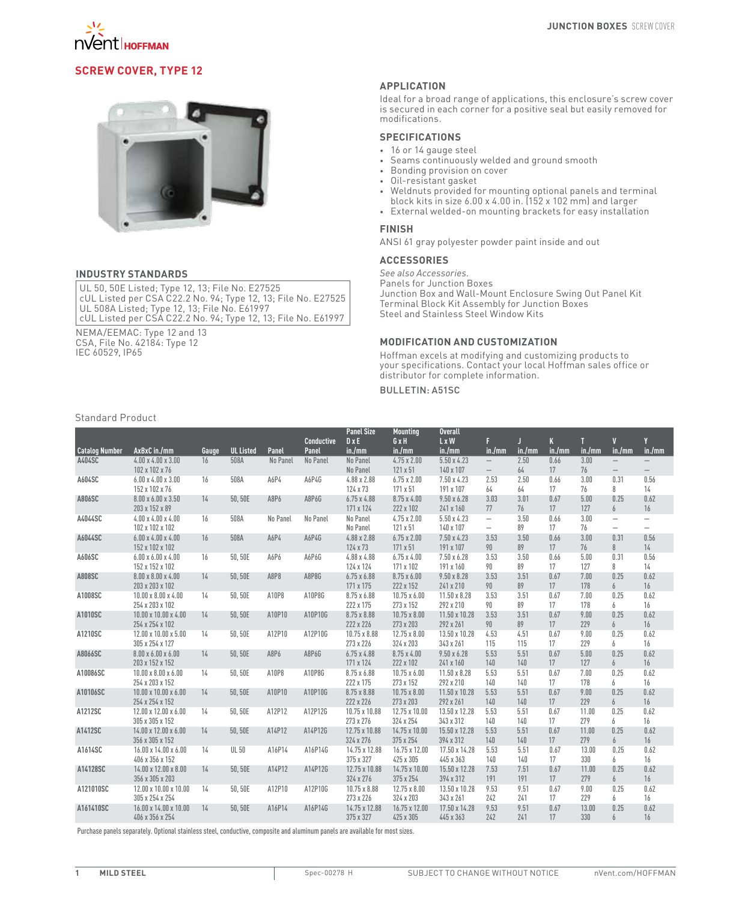# SCREW COVER, TYPE 12

## APPLICATION

Ideal for a broad range of applications, this enclosure's screw cover is secured in each corner for a positive seal but easily removed for modifications.

## SPECIFICATIONS

- 16 or 14 gauge steel
- Seams continuously welded and ground smooth
- Bonding provision on cover
- Oil-resistant gasket
- Weldnuts provided for mounting optional panels and terminal block kits in size 6.00 x 4.00 in. (152 x 102 mm) and larger
- External welded-on mounting brackets for easy installation

## FINISH

ANSI 61 gray polyester powder paint inside and out

## ACCESSORIES

*See also Accessories.*
Panels for Junction Boxes
Junction Box and Wall-Mount Enclosure Swing Out Panel Kit
Terminal Block Kit Assembly for Junction Boxes
Steel and Stainless Steel Window Kits

## INDUSTRY STANDARDS

UL 50, 50E Listed; Type 12, 13; File No. E27525
cUL Listed per CSA C22.2 No. 94; Type 12, 13; File No. E27525
UL 508A Listed; Type 12, 13; File No. E61997
cUL Listed per CSA C22.2 No. 94; Type 12, 13; File No. E61997

NEMA/EEMAC: Type 12 and 13
CSA, File No. 42184: Type 12
IEC 60529, IP65

## MODIFICATION AND CUSTOMIZATION

Hoffman excels at modifying and customizing products to your specifications. Contact your local Hoffman sales office or distributor for complete information.

BULLETIN: A51SC

Standard Product

| Catalog Number | AxBxC in./mm | Gauge | UL Listed | Panel | Conductive Panel | Panel Size D x E in./mm | Mounting G x H in./mm | Overall L x W in./mm | F in./mm | J in./mm | K in./mm | T in./mm | V in./mm | Y in./mm |
|---|---|---|---|---|---|---|---|---|---|---|---|---|---|---|
| A404SC | 4.00 x 4.00 x 3.00<br>102 x 102 x 76 | 16 | 508A | No Panel | No Panel | No Panel<br>No Panel | 4.75 x 2.00<br>121 x 51 | 5.50 x 4.23<br>140 x 107 | —<br>— | 2.50<br>64 | 0.66<br>17 | 3.00<br>76 | —<br>— | —<br>— |
| A604SC | 6.00 x 4.00 x 3.00<br>152 x 102 x 76 | 16 | 508A | A6P4 | A6P4G | 4.88 x 2.88<br>124 x 73 | 6.75 x 2.00<br>171 x 51 | 7.50 x 4.23<br>191 x 107 | 2.53<br>64 | 2.50<br>64 | 0.66<br>17 | 3.00<br>76 | 0.31<br>8 | 0.56<br>14 |
| A806SC | 8.00 x 6.00 x 3.50<br>203 x 152 x 89 | 14 | 50, 50E | A8P6 | A8P6G | 6.75 x 4.88<br>171 x 124 | 8.75 x 4.00<br>222 x 102 | 9.50 x 6.28<br>241 x 160 | 3.03<br>77 | 3.01<br>76 | 0.67<br>17 | 5.00<br>127 | 0.25<br>6 | 0.62<br>16 |
| A4044SC | 4.00 x 4.00 x 4.00<br>102 x 102 x 102 | 16 | 508A | No Panel | No Panel | No Panel<br>No Panel | 4.75 x 2.00<br>121 x 51 | 5.50 x 4.23<br>140 x 107 | —<br>— | 3.50<br>89 | 0.66<br>17 | 3.00<br>76 | —<br>— | —<br>— |
| A6044SC | 6.00 x 4.00 x 4.00<br>152 x 102 x 102 | 16 | 508A | A6P4 | A6P4G | 4.88 x 2.88<br>124 x 73 | 6.75 x 2.00<br>171 x 51 | 7.50 x 4.23<br>191 x 107 | 3.53<br>90 | 3.50<br>89 | 0.66<br>17 | 3.00<br>76 | 0.31<br>8 | 0.56<br>14 |
| A606SC | 6.00 x 6.00 x 4.00<br>152 x 152 x 102 | 16 | 50, 50E | A6P6 | A6P6G | 4.88 x 4.88<br>124 x 124 | 6.75 x 4.00<br>171 x 102 | 7.50 x 6.28<br>191 x 160 | 3.53<br>90 | 3.50<br>89 | 0.66<br>17 | 5.00<br>127 | 0.31<br>8 | 0.56<br>14 |
| A808SC | 8.00 x 8.00 x 4.00<br>203 x 203 x 102 | 14 | 50, 50E | A8P8 | A8P8G | 6.75 x 6.88<br>171 x 175 | 8.75 x 6.00<br>222 x 152 | 9.50 x 8.28<br>241 x 210 | 3.53<br>90 | 3.51<br>89 | 0.67<br>17 | 7.00<br>178 | 0.25<br>6 | 0.62<br>16 |
| A1008SC | 10.00 x 8.00 x 4.00<br>254 x 203 x 102 | 14 | 50, 50E | A10P8 | A10P8G | 8.75 x 6.88<br>222 x 175 | 10.75 x 6.00<br>273 x 152 | 11.50 x 8.28<br>292 x 210 | 3.53<br>90 | 3.51<br>89 | 0.67<br>17 | 7.00<br>178 | 0.25<br>6 | 0.62<br>16 |
| A1010SC | 10.00 x 10.00 x 4.00<br>254 x 254 x 102 | 14 | 50, 50E | A10P10 | A10P10G | 8.75 x 8.88<br>222 x 226 | 10.75 x 8.00<br>273 x 203 | 11.50 x 10.28<br>292 x 261 | 3.53<br>90 | 3.51<br>89 | 0.67<br>17 | 9.00<br>229 | 0.25<br>6 | 0.62<br>16 |
| A1210SC | 12.00 x 10.00 x 5.00<br>305 x 254 x 127 | 14 | 50, 50E | A12P10 | A12P10G | 10.75 x 8.88<br>273 x 226 | 12.75 x 8.00<br>324 x 203 | 13.50 x 10.28<br>343 x 261 | 4.53<br>115 | 4.51<br>115 | 0.67<br>17 | 9.00<br>229 | 0.25<br>6 | 0.62<br>16 |
| A8066SC | 8.00 x 6.00 x 6.00<br>203 x 152 x 152 | 14 | 50, 50E | A8P6 | A8P6G | 6.75 x 4.88<br>171 x 124 | 8.75 x 4.00<br>222 x 102 | 9.50 x 6.28<br>241 x 160 | 5.53<br>140 | 5.51<br>140 | 0.67<br>17 | 5.00<br>127 | 0.25<br>6 | 0.62<br>16 |
| A10086SC | 10.00 x 8.00 x 6.00<br>254 x 203 x 152 | 14 | 50, 50E | A10P8 | A10P8G | 8.75 x 6.88<br>222 x 175 | 10.75 x 6.00<br>273 x 152 | 11.50 x 8.28<br>292 x 210 | 5.53<br>140 | 5.51<br>140 | 0.67<br>17 | 7.00<br>178 | 0.25<br>6 | 0.62<br>16 |
| A10106SC | 10.00 x 10.00 x 6.00<br>254 x 254 x 152 | 14 | 50, 50E | A10P10 | A10P10G | 8.75 x 8.88<br>222 x 226 | 10.75 x 8.00<br>273 x 203 | 11.50 x 10.28<br>292 x 261 | 5.53<br>140 | 5.51<br>140 | 0.67<br>17 | 9.00<br>229 | 0.25<br>6 | 0.62<br>16 |
| A1212SC | 12.00 x 12.00 x 6.00<br>305 x 305 x 152 | 14 | 50, 50E | A12P12 | A12P12G | 10.75 x 10.88<br>273 x 276 | 12.75 x 10.00<br>324 x 254 | 13.50 x 12.28<br>343 x 312 | 5.53<br>140 | 5.51<br>140 | 0.67<br>17 | 11.00<br>279 | 0.25<br>6 | 0.62<br>16 |
| A1412SC | 14.00 x 12.00 x 6.00<br>356 x 305 x 152 | 14 | 50, 50E | A14P12 | A14P12G | 12.75 x 10.88<br>324 x 276 | 14.75 x 10.00<br>375 x 254 | 15.50 x 12.28<br>394 x 312 | 5.53<br>140 | 5.51<br>140 | 0.67<br>17 | 11.00<br>279 | 0.25<br>6 | 0.62<br>16 |
| A1614SC | 16.00 x 14.00 x 6.00<br>406 x 356 x 152 | 14 | UL 50 | A16P14 | A16P14G | 14.75 x 12.88<br>375 x 327 | 16.75 x 12.00<br>425 x 305 | 17.50 x 14.28<br>445 x 363 | 5.53<br>140 | 5.51<br>140 | 0.67<br>17 | 13.00<br>330 | 0.25<br>6 | 0.62<br>16 |
| A14128SC | 14.00 x 12.00 x 8.00<br>356 x 305 x 203 | 14 | 50, 50E | A14P12 | A14P12G | 12.75 x 10.88<br>324 x 276 | 14.75 x 10.00<br>375 x 254 | 15.50 x 12.28<br>394 x 312 | 7.53<br>191 | 7.51<br>191 | 0.67<br>17 | 11.00<br>279 | 0.25<br>6 | 0.62<br>16 |
| A121010SC | 12.00 x 10.00 x 10.00<br>305 x 254 x 254 | 14 | 50, 50E | A12P10 | A12P10G | 10.75 x 8.88<br>273 x 226 | 12.75 x 8.00<br>324 x 203 | 13.50 x 10.28<br>343 x 261 | 9.53<br>242 | 9.51<br>241 | 0.67<br>17 | 9.00<br>229 | 0.25<br>6 | 0.62<br>16 |
| A161410SC | 16.00 x 14.00 x 10.00<br>406 x 356 x 254 | 14 | 50, 50E | A16P14 | A16P14G | 14.75 x 12.88<br>375 x 327 | 16.75 x 12.00<br>425 x 305 | 17.50 x 14.28<br>445 x 363 | 9.53<br>242 | 9.51<br>241 | 0.67<br>17 | 13.00<br>330 | 0.25<br>6 | 0.62<br>16 |

Purchase panels separately. Optional stainless steel, conductive, composite and aluminum panels are available for most sizes.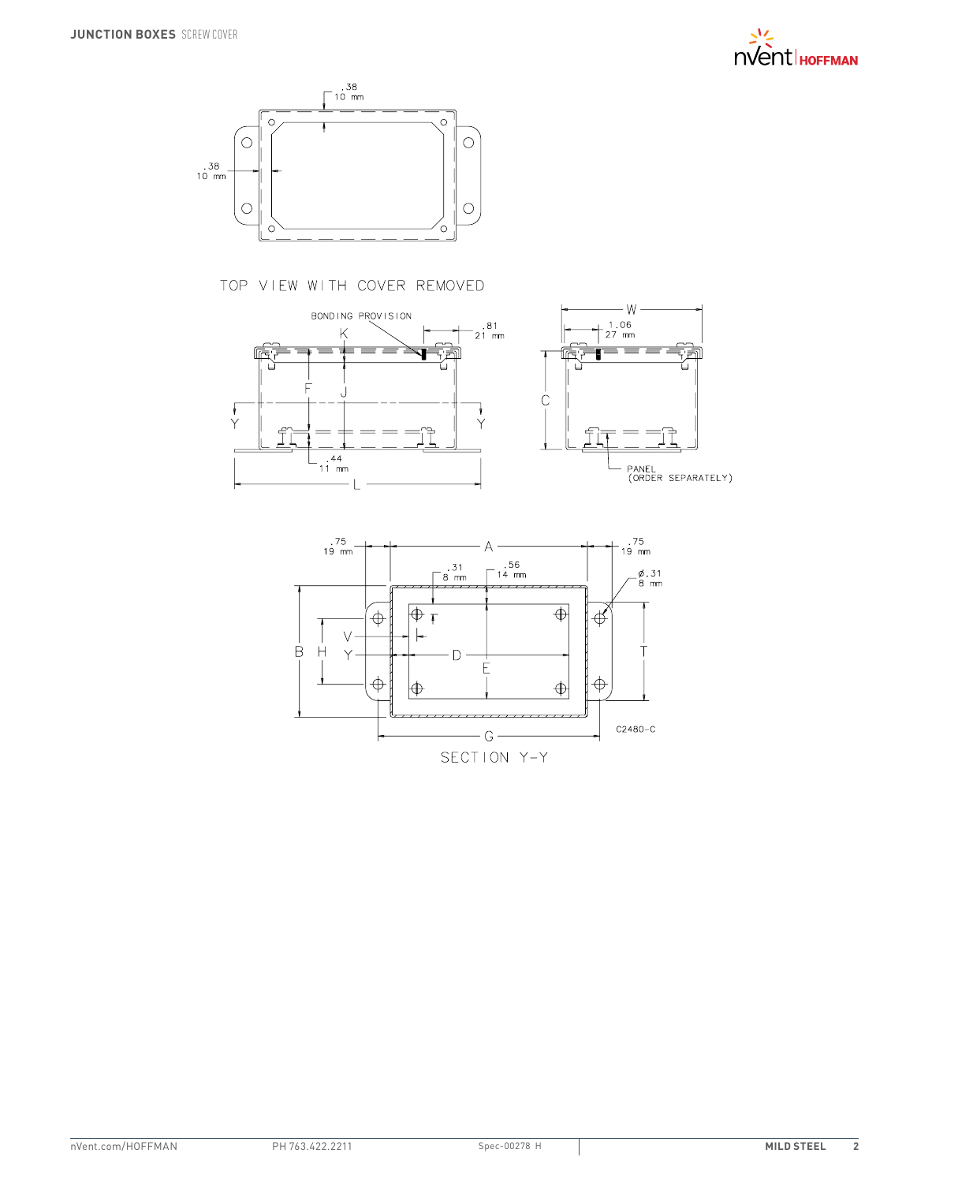TOP VIEW WITH COVER REMOVED

.38
10 mm

.38
10 mm

BONDING PROVISION

K

.81
21 mm

F

J

Y

Y

.44
11 mm

L

W

1.06
27 mm

C

PANEL
(ORDER SEPARATELY)

.75
19 mm

A

.75
19 mm

.31
8 mm

.56
14 mm

ø.31
8 mm

B

H

V

Y

D

E

T

G

C2480-C

SECTION Y-Y